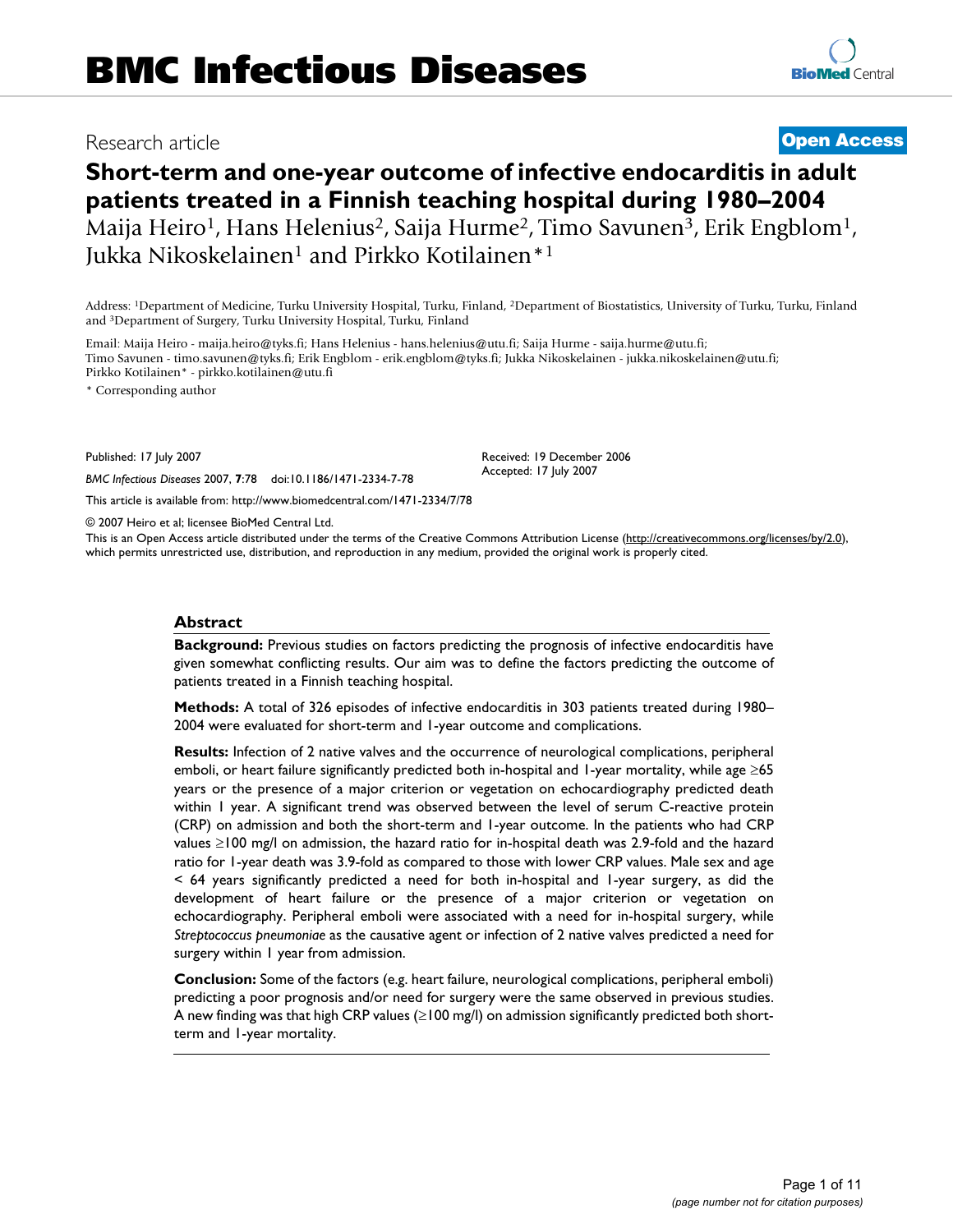# BMC Infectious Diseases

Research article

**Open Access**

# Short-term and one-year outcome of infective endocarditis in adult patients treated in a Finnish teaching hospital during 1980–2004

Maija Heiro[1], Hans Helenius[2], Saija Hurme[2], Timo Savunen[3], Erik Engblom[1], Jukka Nikoskelainen[1] and Pirkko Kotilainen*[1]

Address: [1]Department of Medicine, Turku University Hospital, Turku, Finland, [2]Department of Biostatistics, University of Turku, Turku, Finland and [3]Department of Surgery, Turku University Hospital, Turku, Finland

Email: Maija Heiro - maija.heiro@tyks.fi; Hans Helenius - hans.helenius@utu.fi; Saija Hurme - saija.hurme@utu.fi; Timo Savunen - timo.savunen@tyks.fi; Erik Engblom - erik.engblom@tyks.fi; Jukka Nikoskelainen - jukka.nikoskelainen@utu.fi; Pirkko Kotilainen* - pirkko.kotilainen@utu.fi

\* Corresponding author

Published: 17 July 2007

*BMC Infectious Diseases* 2007, **7**:78 doi:10.1186/1471-2334-7-78

Received: 19 December 2006
Accepted: 17 July 2007

This article is available from: http://www.biomedcentral.com/1471-2334/7/78

© 2007 Heiro et al; licensee BioMed Central Ltd.

This is an Open Access article distributed under the terms of the Creative Commons Attribution License (http://creativecommons.org/licenses/by/2.0), which permits unrestricted use, distribution, and reproduction in any medium, provided the original work is properly cited.

## Abstract

**Background:** Previous studies on factors predicting the prognosis of infective endocarditis have given somewhat conflicting results. Our aim was to define the factors predicting the outcome of patients treated in a Finnish teaching hospital.

**Methods:** A total of 326 episodes of infective endocarditis in 303 patients treated during 1980–2004 were evaluated for short-term and 1-year outcome and complications.

**Results:** Infection of 2 native valves and the occurrence of neurological complications, peripheral emboli, or heart failure significantly predicted both in-hospital and 1-year mortality, while age ≥65 years or the presence of a major criterion or vegetation on echocardiography predicted death within 1 year. A significant trend was observed between the level of serum C-reactive protein (CRP) on admission and both the short-term and 1-year outcome. In the patients who had CRP values ≥100 mg/l on admission, the hazard ratio for in-hospital death was 2.9-fold and the hazard ratio for 1-year death was 3.9-fold as compared to those with lower CRP values. Male sex and age < 64 years significantly predicted a need for both in-hospital and 1-year surgery, as did the development of heart failure or the presence of a major criterion or vegetation on echocardiography. Peripheral emboli were associated with a need for in-hospital surgery, while *Streptococcus pneumoniae* as the causative agent or infection of 2 native valves predicted a need for surgery within 1 year from admission.

**Conclusion:** Some of the factors (e.g. heart failure, neurological complications, peripheral emboli) predicting a poor prognosis and/or need for surgery were the same observed in previous studies. A new finding was that high CRP values (≥100 mg/l) on admission significantly predicted both short-term and 1-year mortality.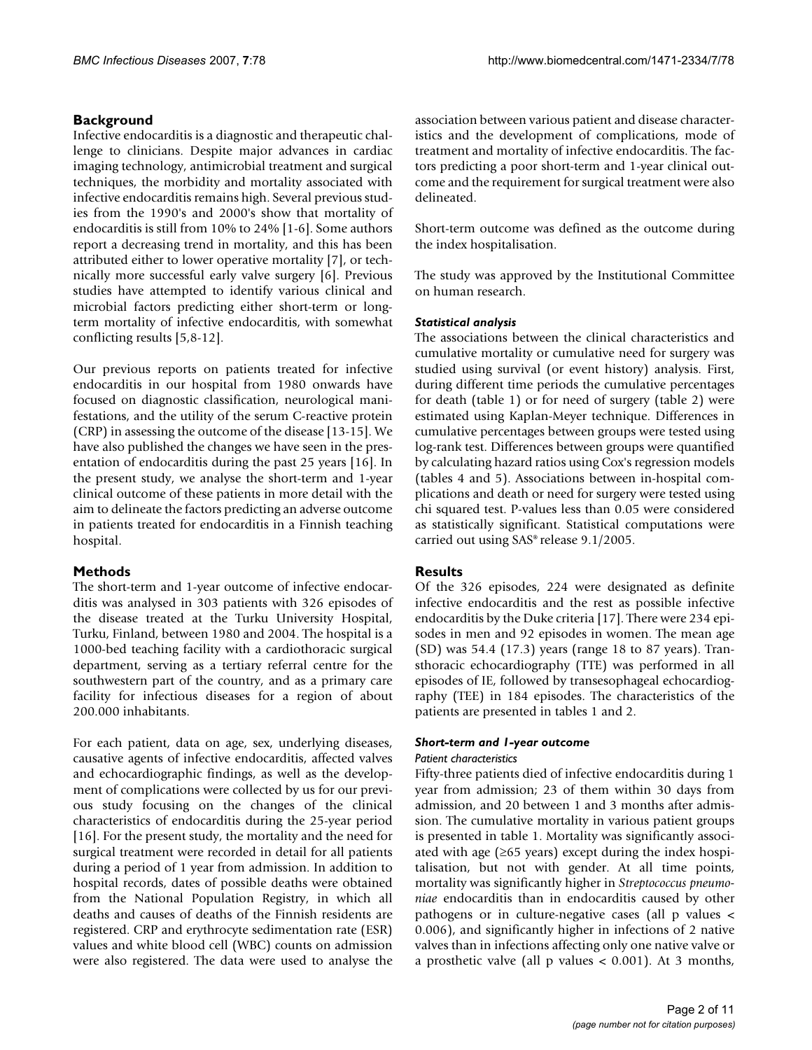## Background

Infective endocarditis is a diagnostic and therapeutic challenge to clinicians. Despite major advances in cardiac imaging technology, antimicrobial treatment and surgical techniques, the morbidity and mortality associated with infective endocarditis remains high. Several previous studies from the 1990's and 2000's show that mortality of endocarditis is still from 10% to 24% [1-6]. Some authors report a decreasing trend in mortality, and this has been attributed either to lower operative mortality [7], or technically more successful early valve surgery [6]. Previous studies have attempted to identify various clinical and microbial factors predicting either short-term or long-term mortality of infective endocarditis, with somewhat conflicting results [5,8-12].

Our previous reports on patients treated for infective endocarditis in our hospital from 1980 onwards have focused on diagnostic classification, neurological manifestations, and the utility of the serum C-reactive protein (CRP) in assessing the outcome of the disease [13-15]. We have also published the changes we have seen in the presentation of endocarditis during the past 25 years [16]. In the present study, we analyse the short-term and 1-year clinical outcome of these patients in more detail with the aim to delineate the factors predicting an adverse outcome in patients treated for endocarditis in a Finnish teaching hospital.

## Methods

The short-term and 1-year outcome of infective endocarditis was analysed in 303 patients with 326 episodes of the disease treated at the Turku University Hospital, Turku, Finland, between 1980 and 2004. The hospital is a 1000-bed teaching facility with a cardiothoracic surgical department, serving as a tertiary referral centre for the southwestern part of the country, and as a primary care facility for infectious diseases for a region of about 200.000 inhabitants.

For each patient, data on age, sex, underlying diseases, causative agents of infective endocarditis, affected valves and echocardiographic findings, as well as the development of complications were collected by us for our previous study focusing on the changes of the clinical characteristics of endocarditis during the 25-year period [16]. For the present study, the mortality and the need for surgical treatment were recorded in detail for all patients during a period of 1 year from admission. In addition to hospital records, dates of possible deaths were obtained from the National Population Registry, in which all deaths and causes of deaths of the Finnish residents are registered. CRP and erythrocyte sedimentation rate (ESR) values and white blood cell (WBC) counts on admission were also registered. The data were used to analyse the association between various patient and disease characteristics and the development of complications, mode of treatment and mortality of infective endocarditis. The factors predicting a poor short-term and 1-year clinical outcome and the requirement for surgical treatment were also delineated.

Short-term outcome was defined as the outcome during the index hospitalisation.

The study was approved by the Institutional Committee on human research.

### *Statistical analysis*

The associations between the clinical characteristics and cumulative mortality or cumulative need for surgery was studied using survival (or event history) analysis. First, during different time periods the cumulative percentages for death (table 1) or for need of surgery (table 2) were estimated using Kaplan-Meyer technique. Differences in cumulative percentages between groups were tested using log-rank test. Differences between groups were quantified by calculating hazard ratios using Cox's regression models (tables 4 and 5). Associations between in-hospital complications and death or need for surgery were tested using chi squared test. P-values less than 0.05 were considered as statistically significant. Statistical computations were carried out using SAS® release 9.1/2005.

## Results

Of the 326 episodes, 224 were designated as definite infective endocarditis and the rest as possible infective endocarditis by the Duke criteria [17]. There were 234 episodes in men and 92 episodes in women. The mean age (SD) was 54.4 (17.3) years (range 18 to 87 years). Transthoracic echocardiography (TTE) was performed in all episodes of IE, followed by transesophageal echocardiography (TEE) in 184 episodes. The characteristics of the patients are presented in tables 1 and 2.

### *Short-term and 1-year outcome*

#### *Patient characteristics*

Fifty-three patients died of infective endocarditis during 1 year from admission; 23 of them within 30 days from admission, and 20 between 1 and 3 months after admission. The cumulative mortality in various patient groups is presented in table 1. Mortality was significantly associated with age (≥65 years) except during the index hospitalisation, but not with gender. At all time points, mortality was significantly higher in *Streptococcus pneumoniae* endocarditis than in endocarditis caused by other pathogens or in culture-negative cases (all p values < 0.006), and significantly higher in infections of 2 native valves than in infections affecting only one native valve or a prosthetic valve (all p values < 0.001). At 3 months,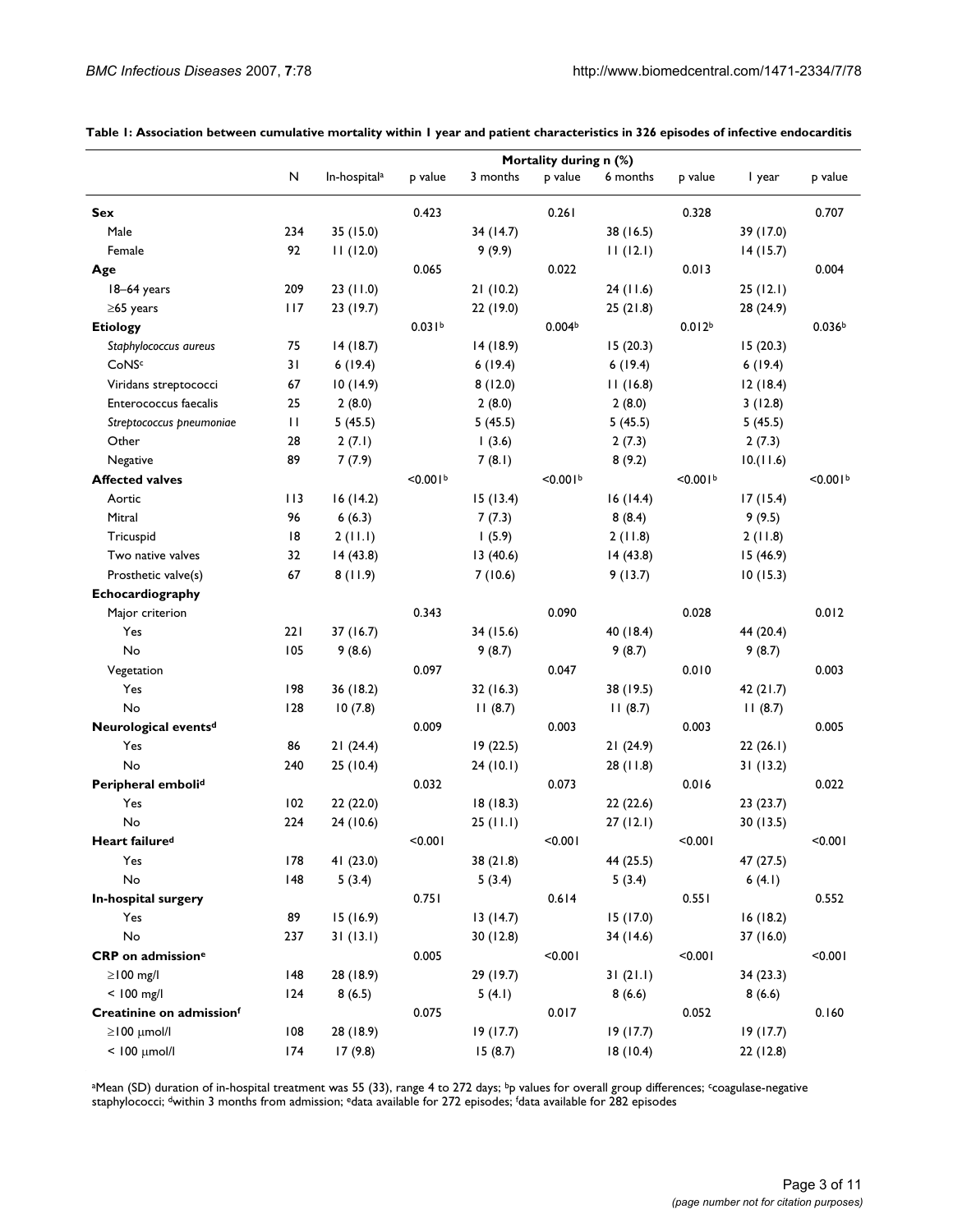**Table 1: Association between cumulative mortality within 1 year and patient characteristics in 326 episodes of infective endocarditis**

| | N | Mortality during n (%) | | | | | | | |
|---|---|---|---|---|---|---|---|---|---|
| | | In-hospital[a] | p value | 3 months | p value | 6 months | p value | 1 year | p value |
| **Sex** | | | 0.423 | | 0.261 | | 0.328 | | 0.707 |
| Male | 234 | 35 (15.0) | | 34 (14.7) | | 38 (16.5) | | 39 (17.0) | |
| Female | 92 | 11 (12.0) | | 9 (9.9) | | 11 (12.1) | | 14 (15.7) | |
| **Age** | | | 0.065 | | 0.022 | | 0.013 | | 0.004 |
| 18–64 years | 209 | 23 (11.0) | | 21 (10.2) | | 24 (11.6) | | 25 (12.1) | |
| ≥65 years | 117 | 23 (19.7) | | 22 (19.0) | | 25 (21.8) | | 28 (24.9) | |
| **Etiology** | | | 0.031[b] | | 0.004[b] | | 0.012[b] | | 0.036[b] |
| *Staphylococcus aureus* | 75 | 14 (18.7) | | 14 (18.9) | | 15 (20.3) | | 15 (20.3) | |
| CoNS[c] | 31 | 6 (19.4) | | 6 (19.4) | | 6 (19.4) | | 6 (19.4) | |
| Viridans streptococci | 67 | 10 (14.9) | | 8 (12.0) | | 11 (16.8) | | 12 (18.4) | |
| Enterococcus faecalis | 25 | 2 (8.0) | | 2 (8.0) | | 2 (8.0) | | 3 (12.8) | |
| *Streptococcus pneumoniae* | 11 | 5 (45.5) | | 5 (45.5) | | 5 (45.5) | | 5 (45.5) | |
| Other | 28 | 2 (7.1) | | 1 (3.6) | | 2 (7.3) | | 2 (7.3) | |
| Negative | 89 | 7 (7.9) | | 7 (8.1) | | 8 (9.2) | | 10.(11.6) | |
| **Affected valves** | | | <0.001[b] | | <0.001[b] | | <0.001[b] | | <0.001[b] |
| Aortic | 113 | 16 (14.2) | | 15 (13.4) | | 16 (14.4) | | 17 (15.4) | |
| Mitral | 96 | 6 (6.3) | | 7 (7.3) | | 8 (8.4) | | 9 (9.5) | |
| Tricuspid | 18 | 2 (11.1) | | 1 (5.9) | | 2 (11.8) | | 2 (11.8) | |
| Two native valves | 32 | 14 (43.8) | | 13 (40.6) | | 14 (43.8) | | 15 (46.9) | |
| Prosthetic valve(s) | 67 | 8 (11.9) | | 7 (10.6) | | 9 (13.7) | | 10 (15.3) | |
| **Echocardiography** | | | | | | | | | |
| Major criterion | | | 0.343 | | 0.090 | | 0.028 | | 0.012 |
| Yes | 221 | 37 (16.7) | | 34 (15.6) | | 40 (18.4) | | 44 (20.4) | |
| No | 105 | 9 (8.6) | | 9 (8.7) | | 9 (8.7) | | 9 (8.7) | |
| Vegetation | | | 0.097 | | 0.047 | | 0.010 | | 0.003 |
| Yes | 198 | 36 (18.2) | | 32 (16.3) | | 38 (19.5) | | 42 (21.7) | |
| No | 128 | 10 (7.8) | | 11 (8.7) | | 11 (8.7) | | 11 (8.7) | |
| **Neurological events[d]** | | | 0.009 | | 0.003 | | 0.003 | | 0.005 |
| Yes | 86 | 21 (24.4) | | 19 (22.5) | | 21 (24.9) | | 22 (26.1) | |
| No | 240 | 25 (10.4) | | 24 (10.1) | | 28 (11.8) | | 31 (13.2) | |
| **Peripheral emboli[d]** | | | 0.032 | | 0.073 | | 0.016 | | 0.022 |
| Yes | 102 | 22 (22.0) | | 18 (18.3) | | 22 (22.6) | | 23 (23.7) | |
| No | 224 | 24 (10.6) | | 25 (11.1) | | 27 (12.1) | | 30 (13.5) | |
| **Heart failure[d]** | | | <0.001 | | <0.001 | | <0.001 | | <0.001 |
| Yes | 178 | 41 (23.0) | | 38 (21.8) | | 44 (25.5) | | 47 (27.5) | |
| No | 148 | 5 (3.4) | | 5 (3.4) | | 5 (3.4) | | 6 (4.1) | |
| **In-hospital surgery** | | | 0.751 | | 0.614 | | 0.551 | | 0.552 |
| Yes | 89 | 15 (16.9) | | 13 (14.7) | | 15 (17.0) | | 16 (18.2) | |
| No | 237 | 31 (13.1) | | 30 (12.8) | | 34 (14.6) | | 37 (16.0) | |
| **CRP on admission[e]** | | | 0.005 | | <0.001 | | <0.001 | | <0.001 |
| ≥100 mg/l | 148 | 28 (18.9) | | 29 (19.7) | | 31 (21.1) | | 34 (23.3) | |
| < 100 mg/l | 124 | 8 (6.5) | | 5 (4.1) | | 8 (6.6) | | 8 (6.6) | |
| **Creatinine on admission[f]** | | | 0.075 | | 0.017 | | 0.052 | | 0.160 |
| ≥100 μmol/l | 108 | 28 (18.9) | | 19 (17.7) | | 19 (17.7) | | 19 (17.7) | |
| < 100 μmol/l | 174 | 17 (9.8) | | 15 (8.7) | | 18 (10.4) | | 22 (12.8) | |

[a]Mean (SD) duration of in-hospital treatment was 55 (33), range 4 to 272 days; [b]p values for overall group differences; [c]coagulase-negative staphylococci; [d]within 3 months from admission; [e]data available for 272 episodes; [f]data available for 282 episodes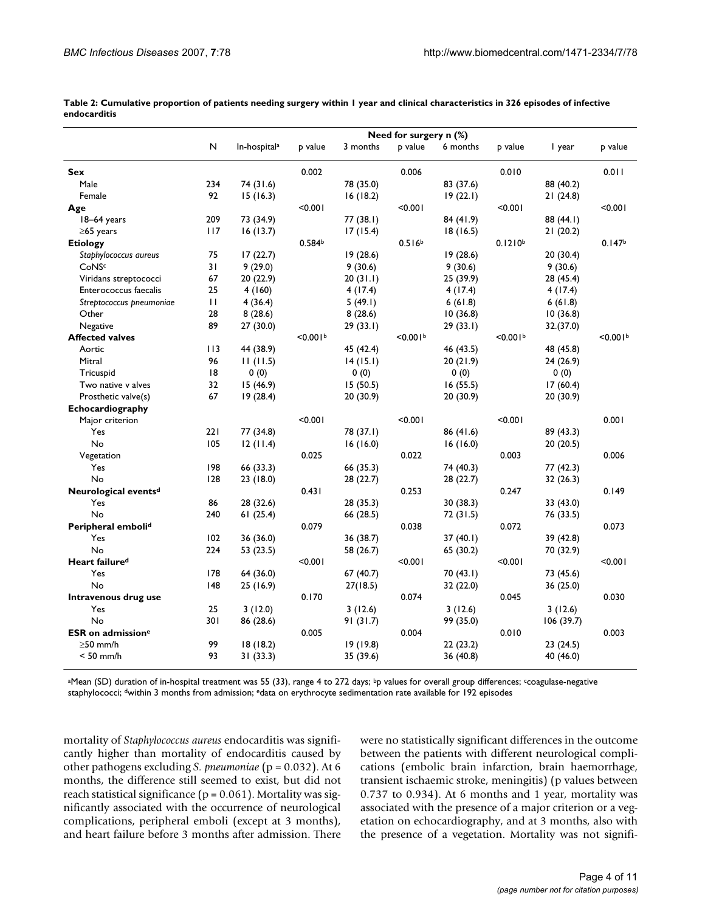**Table 2: Cumulative proportion of patients needing surgery within 1 year and clinical characteristics in 326 episodes of infective endocarditis**

| | N | Need for surgery n (%) | | | | | | | |
|---|---|---|---|---|---|---|---|---|---|
| | | In-hospital[a] | p value | 3 months | p value | 6 months | p value | 1 year | p value |
| **Sex** | | | 0.002 | | 0.006 | | 0.010 | | 0.011 |
| Male | 234 | 74 (31.6) | | 78 (35.0) | | 83 (37.6) | | 88 (40.2) | |
| Female | 92 | 15 (16.3) | | 16 (18.2) | | 19 (22.1) | | 21 (24.8) | |
| **Age** | | | <0.001 | | <0.001 | | <0.001 | | <0.001 |
| 18–64 years | 209 | 73 (34.9) | | 77 (38.1) | | 84 (41.9) | | 88 (44.1) | |
| ≥65 years | 117 | 16 (13.7) | | 17 (15.4) | | 18 (16.5) | | 21 (20.2) | |
| **Etiology** | | | 0.584[b] | | 0.516[b] | | 0.1210[b] | | 0.147[b] |
| *Staphylococcus aureus* | 75 | 17 (22.7) | | 19 (28.6) | | 19 (28.6) | | 20 (30.4) | |
| CoNS[c] | 31 | 9 (29.0) | | 9 (30.6) | | 9 (30.6) | | 9 (30.6) | |
| Viridans streptococci | 67 | 20 (22.9) | | 20 (31.1) | | 25 (39.9) | | 28 (45.4) | |
| Enterococcus faecalis | 25 | 4 (160) | | 4 (17.4) | | 4 (17.4) | | 4 (17.4) | |
| *Streptococcus pneumoniae* | 11 | 4 (36.4) | | 5 (49.1) | | 6 (61.8) | | 6 (61.8) | |
| Other | 28 | 8 (28.6) | | 8 (28.6) | | 10 (36.8) | | 10 (36.8) | |
| Negative | 89 | 27 (30.0) | | 29 (33.1) | | 29 (33.1) | | 32.(37.0) | |
| **Affected valves** | | | <0.001[b] | | <0.001[b] | | <0.001[b] | | <0.001[b] |
| Aortic | 113 | 44 (38.9) | | 45 (42.4) | | 46 (43.5) | | 48 (45.8) | |
| Mitral | 96 | 11 (11.5) | | 14 (15.1) | | 20 (21.9) | | 24 (26.9) | |
| Tricuspid | 18 | 0 (0) | | 0 (0) | | 0 (0) | | 0 (0) | |
| Two native v alves | 32 | 15 (46.9) | | 15 (50.5) | | 16 (55.5) | | 17 (60.4) | |
| Prosthetic valve(s) | 67 | 19 (28.4) | | 20 (30.9) | | 20 (30.9) | | 20 (30.9) | |
| **Echocardiography** | | | | | | | | | |
| Major criterion | | | <0.001 | | <0.001 | | <0.001 | | 0.001 |
| Yes | 221 | 77 (34.8) | | 78 (37.1) | | 86 (41.6) | | 89 (43.3) | |
| No | 105 | 12 (11.4) | | 16 (16.0) | | 16 (16.0) | | 20 (20.5) | |
| Vegetation | | | 0.025 | | 0.022 | | 0.003 | | 0.006 |
| Yes | 198 | 66 (33.3) | | 66 (35.3) | | 74 (40.3) | | 77 (42.3) | |
| No | 128 | 23 (18.0) | | 28 (22.7) | | 28 (22.7) | | 32 (26.3) | |
| **Neurological events[d]** | | | 0.431 | | 0.253 | | 0.247 | | 0.149 |
| Yes | 86 | 28 (32.6) | | 28 (35.3) | | 30 (38.3) | | 33 (43.0) | |
| No | 240 | 61 (25.4) | | 66 (28.5) | | 72 (31.5) | | 76 (33.5) | |
| **Peripheral emboli[d]** | | | 0.079 | | 0.038 | | 0.072 | | 0.073 |
| Yes | 102 | 36 (36.0) | | 36 (38.7) | | 37 (40.1) | | 39 (42.8) | |
| No | 224 | 53 (23.5) | | 58 (26.7) | | 65 (30.2) | | 70 (32.9) | |
| **Heart failure[d]** | | | <0.001 | | <0.001 | | <0.001 | | <0.001 |
| Yes | 178 | 64 (36.0) | | 67 (40.7) | | 70 (43.1) | | 73 (45.6) | |
| No | 148 | 25 (16.9) | | 27(18.5) | | 32 (22.0) | | 36 (25.0) | |
| **Intravenous drug use** | | | 0.170 | | 0.074 | | 0.045 | | 0.030 |
| Yes | 25 | 3 (12.0) | | 3 (12.6) | | 3 (12.6) | | 3 (12.6) | |
| No | 301 | 86 (28.6) | | 91 (31.7) | | 99 (35.0) | | 106 (39.7) | |
| **ESR on admission[e]** | | | 0.005 | | 0.004 | | 0.010 | | 0.003 |
| ≥50 mm/h | 99 | 18 (18.2) | | 19 (19.8) | | 22 (23.2) | | 23 (24.5) | |
| < 50 mm/h | 93 | 31 (33.3) | | 35 (39.6) | | 36 (40.8) | | 40 (46.0) | |

[a]Mean (SD) duration of in-hospital treatment was 55 (33), range 4 to 272 days; [b]p values for overall group differences; [c]coagulase-negative staphylococci; [d]within 3 months from admission; [e]data on erythrocyte sedimentation rate available for 192 episodes

mortality of *Staphylococcus aureus* endocarditis was significantly higher than mortality of endocarditis caused by other pathogens excluding *S. pneumoniae* ($p = 0.032$). At 6 months, the difference still seemed to exist, but did not reach statistical significance ($p = 0.061$). Mortality was significantly associated with the occurrence of neurological complications, peripheral emboli (except at 3 months), and heart failure before 3 months after admission. There were no statistically significant differences in the outcome between the patients with different neurological complications (embolic brain infarction, brain haemorrhage, transient ischaemic stroke, meningitis) (p values between 0.737 to 0.934). At 6 months and 1 year, mortality was associated with the presence of a major criterion or a vegetation on echocardiography, and at 3 months, also with the presence of a vegetation. Mortality was not signifi-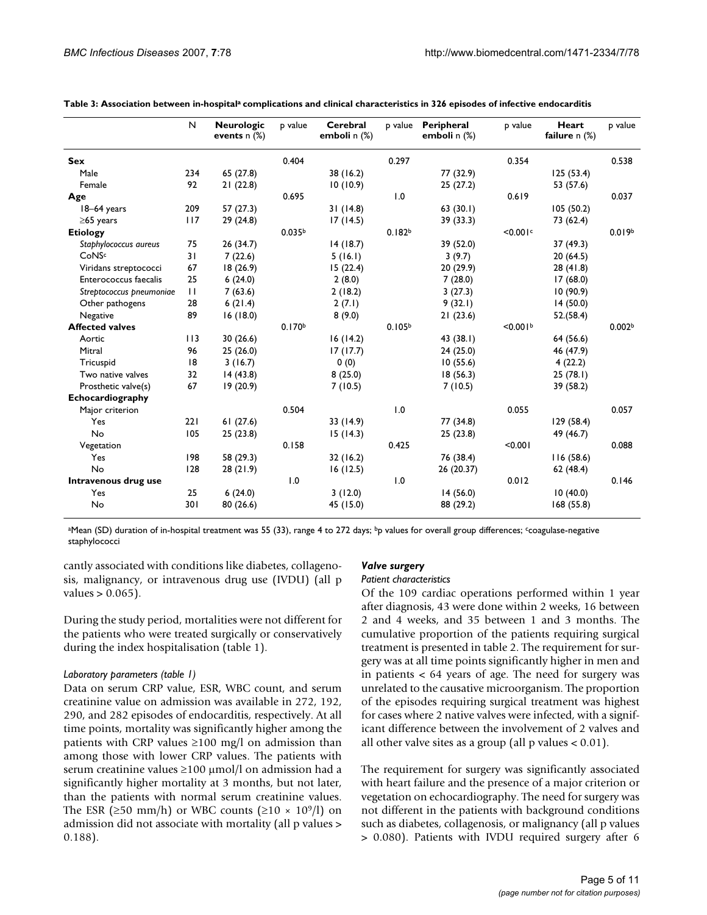**Table 3: Association between in-hospital[a] complications and clinical characteristics in 326 episodes of infective endocarditis**

| | N | Neurologic events n (%) | p value | Cerebral emboli n (%) | p value | Peripheral emboli n (%) | p value | Heart failure n (%) | p value |
|---|---|---|---|---|---|---|---|---|---|
| **Sex** | | | 0.404 | | 0.297 | | 0.354 | | 0.538 |
| Male | 234 | 65 (27.8) | | 38 (16.2) | | 77 (32.9) | | 125 (53.4) | |
| Female | 92 | 21 (22.8) | | 10 (10.9) | | 25 (27.2) | | 53 (57.6) | |
| **Age** | | | 0.695 | | 1.0 | | 0.619 | | 0.037 |
| 18–64 years | 209 | 57 (27.3) | | 31 (14.8) | | 63 (30.1) | | 105 (50.2) | |
| ≥65 years | 117 | 29 (24.8) | | 17 (14.5) | | 39 (33.3) | | 73 (62.4) | |
| **Etiology** | | | 0.035[b] | | 0.182[b] | | <0.001[c] | | 0.019[b] |
| *Staphylococcus aureus* | 75 | 26 (34.7) | | 14 (18.7) | | 39 (52.0) | | 37 (49.3) | |
| CoNS[c] | 31 | 7 (22.6) | | 5 (16.1) | | 3 (9.7) | | 20 (64.5) | |
| Viridans streptococci | 67 | 18 (26.9) | | 15 (22.4) | | 20 (29.9) | | 28 (41.8) | |
| Enterococcus faecalis | 25 | 6 (24.0) | | 2 (8.0) | | 7 (28.0) | | 17 (68.0) | |
| *Streptococcus pneumoniae* | 11 | 7 (63.6) | | 2 (18.2) | | 3 (27.3) | | 10 (90.9) | |
| Other pathogens | 28 | 6 (21.4) | | 2 (7.1) | | 9 (32.1) | | 14 (50.0) | |
| Negative | 89 | 16 (18.0) | | 8 (9.0) | | 21 (23.6) | | 52.(58.4) | |
| **Affected valves** | | | 0.170[b] | | 0.105[b] | | <0.001[b] | | 0.002[b] |
| Aortic | 113 | 30 (26.6) | | 16 (14.2) | | 43 (38.1) | | 64 (56.6) | |
| Mitral | 96 | 25 (26.0) | | 17 (17.7) | | 24 (25.0) | | 46 (47.9) | |
| Tricuspid | 18 | 3 (16.7) | | 0 (0) | | 10 (55.6) | | 4 (22.2) | |
| Two native valves | 32 | 14 (43.8) | | 8 (25.0) | | 18 (56.3) | | 25 (78.1) | |
| Prosthetic valve(s) | 67 | 19 (20.9) | | 7 (10.5) | | 7 (10.5) | | 39 (58.2) | |
| **Echocardiography** | | | | | | | | | |
| Major criterion | | | 0.504 | | 1.0 | | 0.055 | | 0.057 |
| Yes | 221 | 61 (27.6) | | 33 (14.9) | | 77 (34.8) | | 129 (58.4) | |
| No | 105 | 25 (23.8) | | 15 (14.3) | | 25 (23.8) | | 49 (46.7) | |
| Vegetation | | | 0.158 | | 0.425 | | <0.001 | | 0.088 |
| Yes | 198 | 58 (29.3) | | 32 (16.2) | | 76 (38.4) | | 116 (58.6) | |
| No | 128 | 28 (21.9) | | 16 (12.5) | | 26 (20.37) | | 62 (48.4) | |
| **Intravenous drug use** | | | 1.0 | | 1.0 | | 0.012 | | 0.146 |
| Yes | 25 | 6 (24.0) | | 3 (12.0) | | 14 (56.0) | | 10 (40.0) | |
| No | 301 | 80 (26.6) | | 45 (15.0) | | 88 (29.2) | | 168 (55.8) | |

[a]Mean (SD) duration of in-hospital treatment was 55 (33), range 4 to 272 days; [b]p values for overall group differences; [c]coagulase-negative staphylococci

cantly associated with conditions like diabetes, collagenosis, malignancy, or intravenous drug use (IVDU) (all p values > 0.065).

During the study period, mortalities were not different for the patients who were treated surgically or conservatively during the index hospitalisation (table 1).

*Laboratory parameters (table 1)*

Data on serum CRP value, ESR, WBC count, and serum creatinine value on admission was available in 272, 192, 290, and 282 episodes of endocarditis, respectively. At all time points, mortality was significantly higher among the patients with CRP values ≥100 mg/l on admission than among those with lower CRP values. The patients with serum creatinine values ≥100 μmol/l on admission had a significantly higher mortality at 3 months, but not later, than the patients with normal serum creatinine values. The ESR (≥50 mm/h) or WBC counts ($\geq 10 \times 10^9$/l) on admission did not associate with mortality (all p values > 0.188).

### Valve surgery

*Patient characteristics*

Of the 109 cardiac operations performed within 1 year after diagnosis, 43 were done within 2 weeks, 16 between 2 and 4 weeks, and 35 between 1 and 3 months. The cumulative proportion of the patients requiring surgical treatment is presented in table 2. The requirement for surgery was at all time points significantly higher in men and in patients < 64 years of age. The need for surgery was unrelated to the causative microorganism. The proportion of the episodes requiring surgical treatment was highest for cases where 2 native valves were infected, with a significant difference between the involvement of 2 valves and all other valve sites as a group (all p values < 0.01).

The requirement for surgery was significantly associated with heart failure and the presence of a major criterion or vegetation on echocardiography. The need for surgery was not different in the patients with background conditions such as diabetes, collagenosis, or malignancy (all p values > 0.080). Patients with IVDU required surgery after 6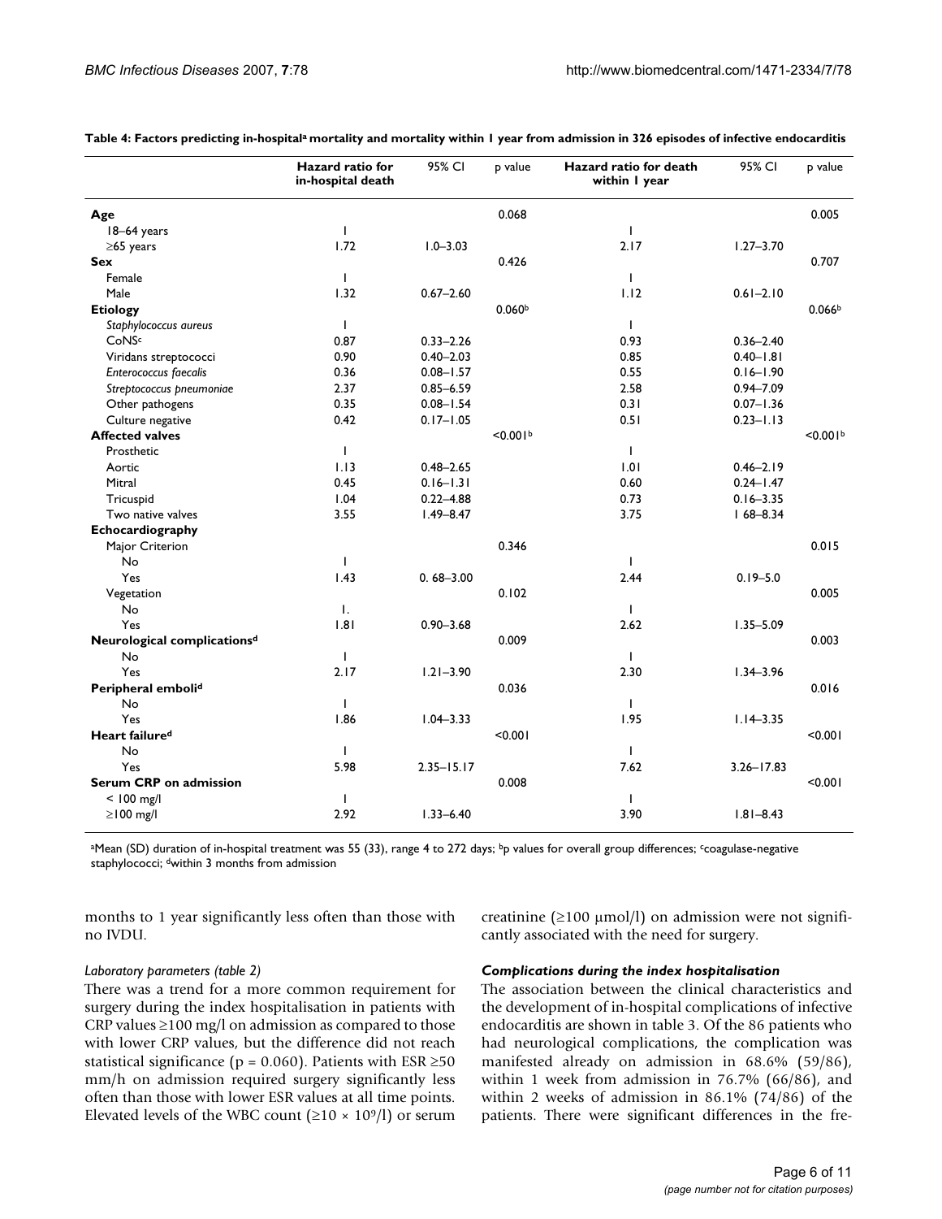**Table 4: Factors predicting in-hospital[a] mortality and mortality within 1 year from admission in 326 episodes of infective endocarditis**

| | Hazard ratio for in-hospital death | 95% CI | p value | Hazard ratio for death within 1 year | 95% CI | p value |
|---|---|---|---|---|---|---|
| **Age** | | | 0.068 | | | 0.005 |
| 18–64 years | 1 | | | 1 | | |
| ≥65 years | 1.72 | 1.0–3.03 | | 2.17 | 1.27–3.70 | |
| **Sex** | | | 0.426 | | | 0.707 |
| Female | 1 | | | 1 | | |
| Male | 1.32 | 0.67–2.60 | | 1.12 | 0.61–2.10 | |
| **Etiology** | | | 0.060[b] | | | 0.066[b] |
| *Staphylococcus aureus* | 1 | | | 1 | | |
| CoNS[c] | 0.87 | 0.33–2.26 | | 0.93 | 0.36–2.40 | |
| Viridans streptococci | 0.90 | 0.40–2.03 | | 0.85 | 0.40–1.81 | |
| *Enterococcus faecalis* | 0.36 | 0.08–1.57 | | 0.55 | 0.16–1.90 | |
| *Streptococcus pneumoniae* | 2.37 | 0.85–6.59 | | 2.58 | 0.94–7.09 | |
| Other pathogens | 0.35 | 0.08–1.54 | | 0.31 | 0.07–1.36 | |
| Culture negative | 0.42 | 0.17–1.05 | | 0.51 | 0.23–1.13 | |
| **Affected valves** | | | <0.001[b] | | | <0.001[b] |
| Prosthetic | 1 | | | 1 | | |
| Aortic | 1.13 | 0.48–2.65 | | 1.01 | 0.46–2.19 | |
| Mitral | 0.45 | 0.16–1.31 | | 0.60 | 0.24–1.47 | |
| Tricuspid | 1.04 | 0.22–4.88 | | 0.73 | 0.16–3.35 | |
| Two native valves | 3.55 | 1.49–8.47 | | 3.75 | 1 68–8.34 | |
| **Echocardiography** | | | | | | |
| Major Criterion | | | 0.346 | | | 0.015 |
| No | 1 | | | 1 | | |
| Yes | 1.43 | 0. 68–3.00 | | 2.44 | 0.19–5.0 | |
| Vegetation | | | 0.102 | | | 0.005 |
| No | 1. | | | 1 | | |
| Yes | 1.81 | 0.90–3.68 | | 2.62 | 1.35–5.09 | |
| **Neurological complications[d]** | | | 0.009 | | | 0.003 |
| No | 1 | | | 1 | | |
| Yes | 2.17 | 1.21–3.90 | | 2.30 | 1.34–3.96 | |
| **Peripheral emboli[d]** | | | 0.036 | | | 0.016 |
| No | 1 | | | 1 | | |
| Yes | 1.86 | 1.04–3.33 | | 1.95 | 1.14–3.35 | |
| **Heart failure[d]** | | | <0.001 | | | <0.001 |
| No | 1 | | | 1 | | |
| Yes | 5.98 | 2.35–15.17 | | 7.62 | 3.26–17.83 | |
| **Serum CRP on admission** | | | 0.008 | | | <0.001 |
| < 100 mg/l | 1 | | | 1 | | |
| ≥100 mg/l | 2.92 | 1.33–6.40 | | 3.90 | 1.81–8.43 | |

[a]Mean (SD) duration of in-hospital treatment was 55 (33), range 4 to 272 days; [b]p values for overall group differences; [c]coagulase-negative staphylococci; [d]within 3 months from admission

months to 1 year significantly less often than those with no IVDU.

*Laboratory parameters (table 2)*

There was a trend for a more common requirement for surgery during the index hospitalisation in patients with CRP values ≥100 mg/l on admission as compared to those with lower CRP values, but the difference did not reach statistical significance ($p = 0.060$). Patients with ESR ≥50 mm/h on admission required surgery significantly less often than those with lower ESR values at all time points. Elevated levels of the WBC count ($\geq 10 \times 10^9$/l) or serum creatinine (≥100 μmol/l) on admission were not significantly associated with the need for surgery.

***Complications during the index hospitalisation***

The association between the clinical characteristics and the development of in-hospital complications of infective endocarditis are shown in table 3. Of the 86 patients who had neurological complications, the complication was manifested already on admission in 68.6% (59/86), within 1 week from admission in 76.7% (66/86), and within 2 weeks of admission in 86.1% (74/86) of the patients. There were significant differences in the fre-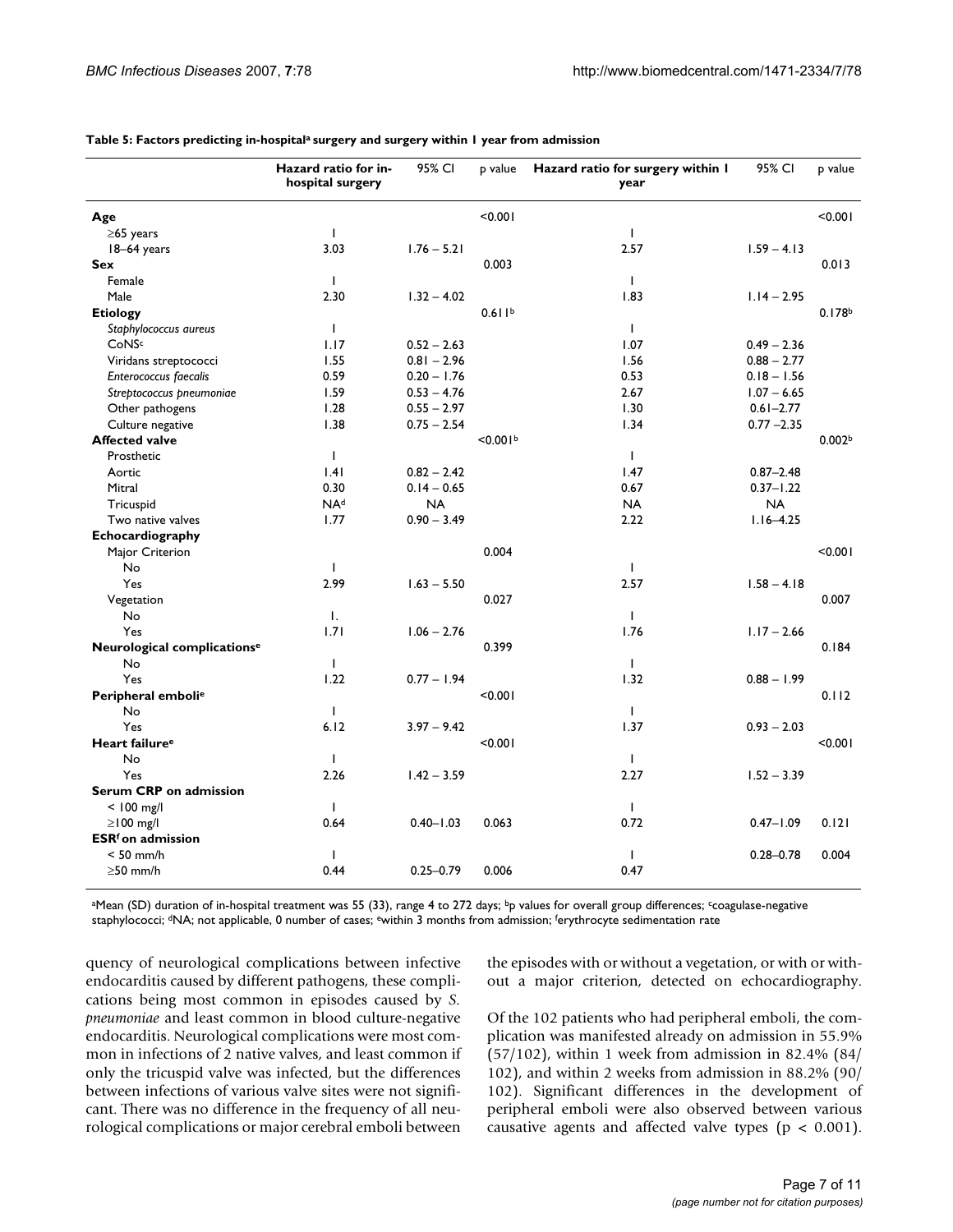**Table 5: Factors predicting in-hospital[a] surgery and surgery within 1 year from admission**

| | Hazard ratio for in-hospital surgery | 95% CI | p value | Hazard ratio for surgery within 1 year | 95% CI | p value |
|---|---|---|---|---|---|---|
| **Age** | | | <0.001 | | | <0.001 |
| ≥65 years | 1 | | | 1 | | |
| 18–64 years | 3.03 | 1.76 – 5.21 | | 2.57 | 1.59 – 4.13 | |
| **Sex** | | | 0.003 | | | 0.013 |
| Female | 1 | | | 1 | | |
| Male | 2.30 | 1.32 – 4.02 | | 1.83 | 1.14 – 2.95 | |
| **Etiology** | | | 0.611[b] | | | 0.178[b] |
| *Staphylococcus aureus* | 1 | | | 1 | | |
| CoNS[c] | 1.17 | 0.52 – 2.63 | | 1.07 | 0.49 – 2.36 | |
| Viridans streptococci | 1.55 | 0.81 – 2.96 | | 1.56 | 0.88 – 2.77 | |
| *Enterococcus faecalis* | 0.59 | 0.20 – 1.76 | | 0.53 | 0.18 – 1.56 | |
| *Streptococcus pneumoniae* | 1.59 | 0.53 – 4.76 | | 2.67 | 1.07 – 6.65 | |
| Other pathogens | 1.28 | 0.55 – 2.97 | | 1.30 | 0.61–2.77 | |
| Culture negative | 1.38 | 0.75 – 2.54 | | 1.34 | 0.77 –2.35 | |
| **Affected valve** | | | <0.001[b] | | | 0.002[b] |
| Prosthetic | 1 | | | 1 | | |
| Aortic | 1.41 | 0.82 – 2.42 | | 1.47 | 0.87–2.48 | |
| Mitral | 0.30 | 0.14 – 0.65 | | 0.67 | 0.37–1.22 | |
| Tricuspid | NA[d] | NA | | NA | NA | |
| Two native valves | 1.77 | 0.90 – 3.49 | | 2.22 | 1.16–4.25 | |
| **Echocardiography** | | | | | | |
| Major Criterion | | | 0.004 | | | <0.001 |
| No | 1 | | | 1 | | |
| Yes | 2.99 | 1.63 – 5.50 | | 2.57 | 1.58 – 4.18 | |
| Vegetation | | | 0.027 | | | 0.007 |
| No | 1. | | | 1 | | |
| Yes | 1.71 | 1.06 – 2.76 | | 1.76 | 1.17 – 2.66 | |
| **Neurological complications[e]** | | | 0.399 | | | 0.184 |
| No | 1 | | | 1 | | |
| Yes | 1.22 | 0.77 – 1.94 | | 1.32 | 0.88 – 1.99 | |
| **Peripheral emboli[e]** | | | <0.001 | | | 0.112 |
| No | 1 | | | 1 | | |
| Yes | 6.12 | 3.97 – 9.42 | | 1.37 | 0.93 – 2.03 | |
| **Heart failure[e]** | | | <0.001 | | | <0.001 |
| No | 1 | | | 1 | | |
| Yes | 2.26 | 1.42 – 3.59 | | 2.27 | 1.52 – 3.39 | |
| **Serum CRP on admission** | | | | | | |
| < 100 mg/l | 1 | | | 1 | | |
| ≥100 mg/l | 0.64 | 0.40–1.03 | 0.063 | 0.72 | 0.47–1.09 | 0.121 |
| **ESR[f] on admission** | | | | | | |
| < 50 mm/h | 1 | | | 1 | 0.28–0.78 | 0.004 |
| ≥50 mm/h | 0.44 | 0.25–0.79 | 0.006 | 0.47 | | |

[a]Mean (SD) duration of in-hospital treatment was 55 (33), range 4 to 272 days; [b]p values for overall group differences; [c]coagulase-negative staphylococci; [d]NA; not applicable, 0 number of cases; [e]within 3 months from admission; [f]erythrocyte sedimentation rate

quency of neurological complications between infective endocarditis caused by different pathogens, these complications being most common in episodes caused by *S. pneumoniae* and least common in blood culture-negative endocarditis. Neurological complications were most common in infections of 2 native valves, and least common if only the tricuspid valve was infected, but the differences between infections of various valve sites were not significant. There was no difference in the frequency of all neurological complications or major cerebral emboli between the episodes with or without a vegetation, or with or without a major criterion, detected on echocardiography.

Of the 102 patients who had peripheral emboli, the complication was manifested already on admission in 55.9% (57/102), within 1 week from admission in 82.4% (84/102), and within 2 weeks from admission in 88.2% (90/102). Significant differences in the development of peripheral emboli were also observed between various causative agents and affected valve types ($p < 0.001$).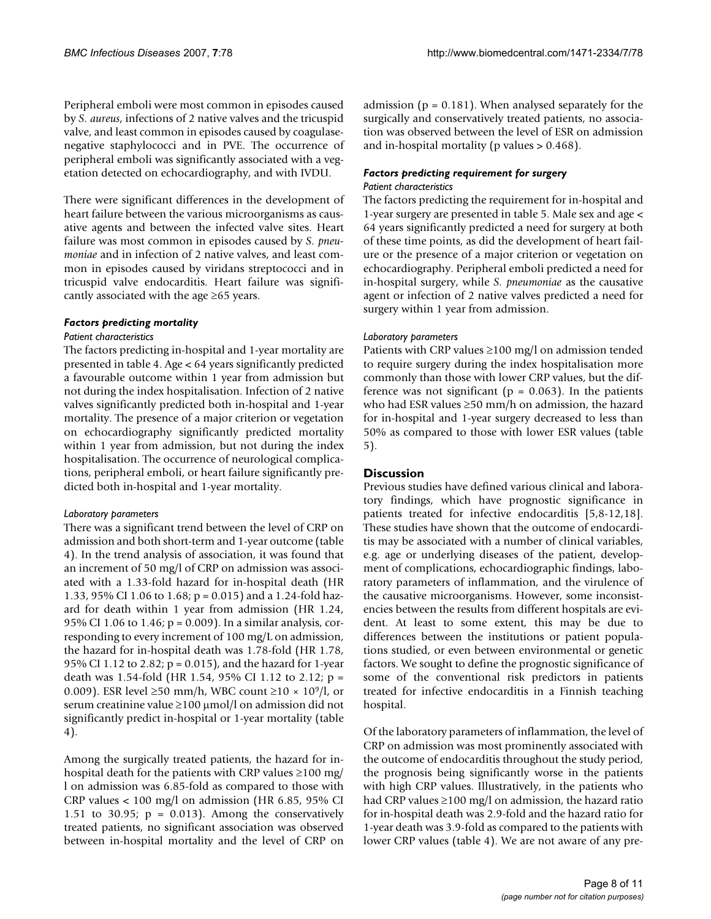Peripheral emboli were most common in episodes caused by *S. aureus*, infections of 2 native valves and the tricuspid valve, and least common in episodes caused by coagulase-negative staphylococci and in PVE. The occurrence of peripheral emboli was significantly associated with a vegetation detected on echocardiography, and with IVDU.

There were significant differences in the development of heart failure between the various microorganisms as causative agents and between the infected valve sites. Heart failure was most common in episodes caused by *S. pneumoniae* and in infection of 2 native valves, and least common in episodes caused by viridans streptococci and in tricuspid valve endocarditis. Heart failure was significantly associated with the age ≥65 years.

### Factors predicting mortality

#### Patient characteristics

The factors predicting in-hospital and 1-year mortality are presented in table 4. Age < 64 years significantly predicted a favourable outcome within 1 year from admission but not during the index hospitalisation. Infection of 2 native valves significantly predicted both in-hospital and 1-year mortality. The presence of a major criterion or vegetation on echocardiography significantly predicted mortality within 1 year from admission, but not during the index hospitalisation. The occurrence of neurological complications, peripheral emboli, or heart failure significantly predicted both in-hospital and 1-year mortality.

#### Laboratory parameters

There was a significant trend between the level of CRP on admission and both short-term and 1-year outcome (table 4). In the trend analysis of association, it was found that an increment of 50 mg/l of CRP on admission was associated with a 1.33-fold hazard for in-hospital death (HR 1.33, 95% CI 1.06 to 1.68; $p = 0.015$) and a 1.24-fold hazard for death within 1 year from admission (HR 1.24, 95% CI 1.06 to 1.46; $p = 0.009$). In a similar analysis, corresponding to every increment of 100 mg/L on admission, the hazard for in-hospital death was 1.78-fold (HR 1.78, 95% CI 1.12 to 2.82; $p = 0.015$), and the hazard for 1-year death was 1.54-fold (HR 1.54, 95% CI 1.12 to 2.12; $p = 0.009$). ESR level ≥50 mm/h, WBC count $\geq 10 \times 10^9$/l, or serum creatinine value ≥100 μmol/l on admission did not significantly predict in-hospital or 1-year mortality (table 4).

Among the surgically treated patients, the hazard for in-hospital death for the patients with CRP values ≥100 mg/l on admission was 6.85-fold as compared to those with CRP values < 100 mg/l on admission (HR 6.85, 95% CI 1.51 to 30.95; $p = 0.013$). Among the conservatively treated patients, no significant association was observed between in-hospital mortality and the level of CRP on admission ($p = 0.181$). When analysed separately for the surgically and conservatively treated patients, no association was observed between the level of ESR on admission and in-hospital mortality (p values > 0.468).

### Factors predicting requirement for surgery

#### Patient characteristics

The factors predicting the requirement for in-hospital and 1-year surgery are presented in table 5. Male sex and age < 64 years significantly predicted a need for surgery at both of these time points, as did the development of heart failure or the presence of a major criterion or vegetation on echocardiography. Peripheral emboli predicted a need for in-hospital surgery, while *S. pneumoniae* as the causative agent or infection of 2 native valves predicted a need for surgery within 1 year from admission.

#### Laboratory parameters

Patients with CRP values ≥100 mg/l on admission tended to require surgery during the index hospitalisation more commonly than those with lower CRP values, but the difference was not significant ($p = 0.063$). In the patients who had ESR values ≥50 mm/h on admission, the hazard for in-hospital and 1-year surgery decreased to less than 50% as compared to those with lower ESR values (table 5).

## Discussion

Previous studies have defined various clinical and laboratory findings, which have prognostic significance in patients treated for infective endocarditis [5,8-12,18]. These studies have shown that the outcome of endocarditis may be associated with a number of clinical variables, e.g. age or underlying diseases of the patient, development of complications, echocardiographic findings, laboratory parameters of inflammation, and the virulence of the causative microorganisms. However, some inconsistencies between the results from different hospitals are evident. At least to some extent, this may be due to differences between the institutions or patient populations studied, or even between environmental or genetic factors. We sought to define the prognostic significance of some of the conventional risk predictors in patients treated for infective endocarditis in a Finnish teaching hospital.

Of the laboratory parameters of inflammation, the level of CRP on admission was most prominently associated with the outcome of endocarditis throughout the study period, the prognosis being significantly worse in the patients with high CRP values. Illustratively, in the patients who had CRP values ≥100 mg/l on admission, the hazard ratio for in-hospital death was 2.9-fold and the hazard ratio for 1-year death was 3.9-fold as compared to the patients with lower CRP values (table 4). We are not aware of any pre-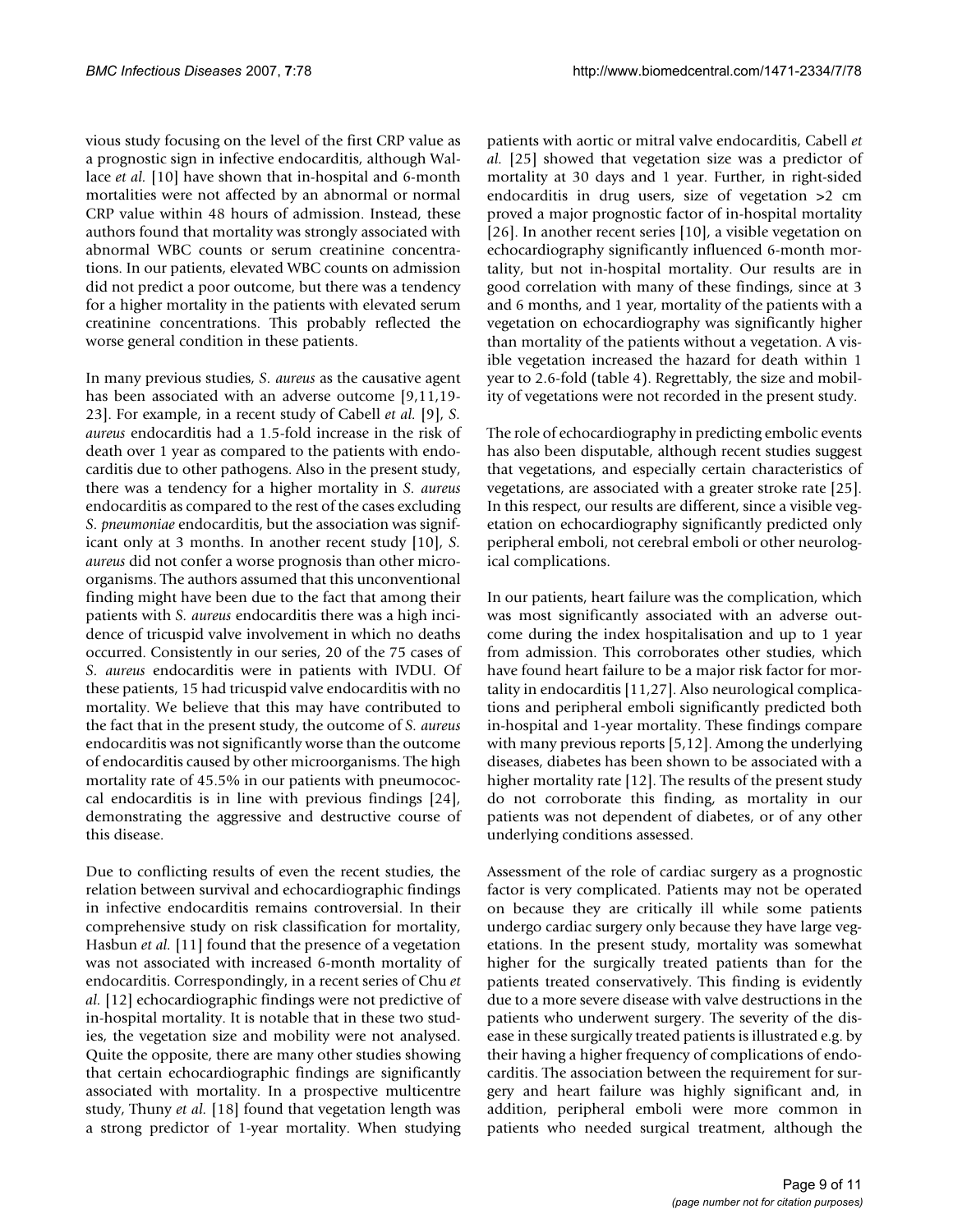vious study focusing on the level of the first CRP value as a prognostic sign in infective endocarditis, although Wallace *et al.* [10] have shown that in-hospital and 6-month mortalities were not affected by an abnormal or normal CRP value within 48 hours of admission. Instead, these authors found that mortality was strongly associated with abnormal WBC counts or serum creatinine concentrations. In our patients, elevated WBC counts on admission did not predict a poor outcome, but there was a tendency for a higher mortality in the patients with elevated serum creatinine concentrations. This probably reflected the worse general condition in these patients.

In many previous studies, *S. aureus* as the causative agent has been associated with an adverse outcome [9,11,19-23]. For example, in a recent study of Cabell *et al.* [9], *S. aureus* endocarditis had a 1.5-fold increase in the risk of death over 1 year as compared to the patients with endocarditis due to other pathogens. Also in the present study, there was a tendency for a higher mortality in *S. aureus* endocarditis as compared to the rest of the cases excluding *S. pneumoniae* endocarditis, but the association was significant only at 3 months. In another recent study [10], *S. aureus* did not confer a worse prognosis than other microorganisms. The authors assumed that this unconventional finding might have been due to the fact that among their patients with *S. aureus* endocarditis there was a high incidence of tricuspid valve involvement in which no deaths occurred. Consistently in our series, 20 of the 75 cases of *S. aureus* endocarditis were in patients with IVDU. Of these patients, 15 had tricuspid valve endocarditis with no mortality. We believe that this may have contributed to the fact that in the present study, the outcome of *S. aureus* endocarditis was not significantly worse than the outcome of endocarditis caused by other microorganisms. The high mortality rate of 45.5% in our patients with pneumococcal endocarditis is in line with previous findings [24], demonstrating the aggressive and destructive course of this disease.

Due to conflicting results of even the recent studies, the relation between survival and echocardiographic findings in infective endocarditis remains controversial. In their comprehensive study on risk classification for mortality, Hasbun *et al.* [11] found that the presence of a vegetation was not associated with increased 6-month mortality of endocarditis. Correspondingly, in a recent series of Chu *et al.* [12] echocardiographic findings were not predictive of in-hospital mortality. It is notable that in these two studies, the vegetation size and mobility were not analysed. Quite the opposite, there are many other studies showing that certain echocardiographic findings are significantly associated with mortality. In a prospective multicentre study, Thuny *et al.* [18] found that vegetation length was a strong predictor of 1-year mortality. When studying patients with aortic or mitral valve endocarditis, Cabell *et al.* [25] showed that vegetation size was a predictor of mortality at 30 days and 1 year. Further, in right-sided endocarditis in drug users, size of vegetation >2 cm proved a major prognostic factor of in-hospital mortality [26]. In another recent series [10], a visible vegetation on echocardiography significantly influenced 6-month mortality, but not in-hospital mortality. Our results are in good correlation with many of these findings, since at 3 and 6 months, and 1 year, mortality of the patients with a vegetation on echocardiography was significantly higher than mortality of the patients without a vegetation. A visible vegetation increased the hazard for death within 1 year to 2.6-fold (table 4). Regrettably, the size and mobility of vegetations were not recorded in the present study.

The role of echocardiography in predicting embolic events has also been disputable, although recent studies suggest that vegetations, and especially certain characteristics of vegetations, are associated with a greater stroke rate [25]. In this respect, our results are different, since a visible vegetation on echocardiography significantly predicted only peripheral emboli, not cerebral emboli or other neurological complications.

In our patients, heart failure was the complication, which was most significantly associated with an adverse outcome during the index hospitalisation and up to 1 year from admission. This corroborates other studies, which have found heart failure to be a major risk factor for mortality in endocarditis [11,27]. Also neurological complications and peripheral emboli significantly predicted both in-hospital and 1-year mortality. These findings compare with many previous reports [5,12]. Among the underlying diseases, diabetes has been shown to be associated with a higher mortality rate [12]. The results of the present study do not corroborate this finding, as mortality in our patients was not dependent of diabetes, or of any other underlying conditions assessed.

Assessment of the role of cardiac surgery as a prognostic factor is very complicated. Patients may not be operated on because they are critically ill while some patients undergo cardiac surgery only because they have large vegetations. In the present study, mortality was somewhat higher for the surgically treated patients than for the patients treated conservatively. This finding is evidently due to a more severe disease with valve destructions in the patients who underwent surgery. The severity of the disease in these surgically treated patients is illustrated e.g. by their having a higher frequency of complications of endocarditis. The association between the requirement for surgery and heart failure was highly significant and, in addition, peripheral emboli were more common in patients who needed surgical treatment, although the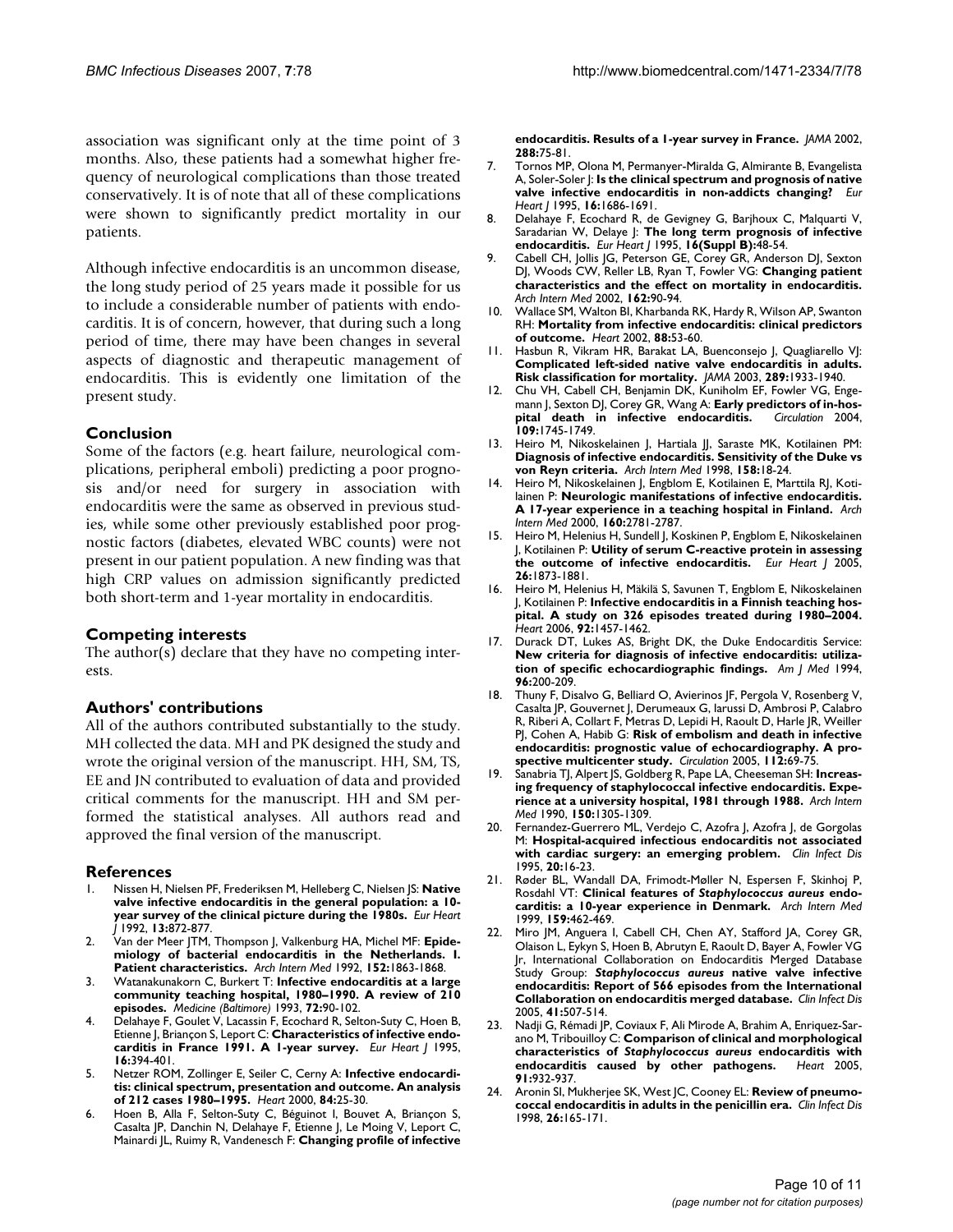association was significant only at the time point of 3 months. Also, these patients had a somewhat higher frequency of neurological complications than those treated conservatively. It is of note that all of these complications were shown to significantly predict mortality in our patients.

Although infective endocarditis is an uncommon disease, the long study period of 25 years made it possible for us to include a considerable number of patients with endocarditis. It is of concern, however, that during such a long period of time, there may have been changes in several aspects of diagnostic and therapeutic management of endocarditis. This is evidently one limitation of the present study.

## Conclusion

Some of the factors (e.g. heart failure, neurological complications, peripheral emboli) predicting a poor prognosis and/or need for surgery in association with endocarditis were the same as observed in previous studies, while some other previously established poor prognostic factors (diabetes, elevated WBC counts) were not present in our patient population. A new finding was that high CRP values on admission significantly predicted both short-term and 1-year mortality in endocarditis.

## Competing interests

The author(s) declare that they have no competing interests.

## Authors' contributions

All of the authors contributed substantially to the study. MH collected the data. MH and PK designed the study and wrote the original version of the manuscript. HH, SM, TS, EE and JN contributed to evaluation of data and provided critical comments for the manuscript. HH and SM performed the statistical analyses. All authors read and approved the final version of the manuscript.

## References

1. Nissen H, Nielsen PF, Frederiksen M, Helleberg C, Nielsen JS: **Native valve infective endocarditis in the general population: a 10-year survey of the clinical picture during the 1980s.** *Eur Heart J* 1992, **13:**872-877.
2. Van der Meer JTM, Thompson J, Valkenburg HA, Michel MF: **Epidemiology of bacterial endocarditis in the Netherlands. I. Patient characteristics.** *Arch Intern Med* 1992, **152:**1863-1868.
3. Watanakunakorn C, Burkert T: **Infective endocarditis at a large community teaching hospital, 1980–1990. A review of 210 episodes.** *Medicine (Baltimore)* 1993, **72:**90-102.
4. Delahaye F, Goulet V, Lacassin F, Ecochard R, Selton-Suty C, Hoen B, Etienne J, Briançon S, Leport C: **Characteristics of infective endocarditis in France 1991. A 1-year survey.** *Eur Heart J* 1995, **16:**394-401.
5. Netzer ROM, Zollinger E, Seiler C, Cerny A: **Infective endocarditis: clinical spectrum, presentation and outcome. An analysis of 212 cases 1980–1995.** *Heart* 2000, **84:**25-30.
6. Hoen B, Alla F, Selton-Suty C, Béguinot I, Bouvet A, Briançon S, Casalta JP, Danchin N, Delahaye F, Etienne J, Le Moing V, Leport C, Mainardi JL, Ruimy R, Vandenesch F: **Changing profile of infective endocarditis. Results of a 1-year survey in France.** *JAMA* 2002, **288:**75-81.
7. Tornos MP, Olona M, Permanyer-Miralda G, Almirante B, Evangelista A, Soler-Soler J: **Is the clinical spectrum and prognosis of native valve infective endocarditis in non-addicts changing?** *Eur Heart J* 1995, **16:**1686-1691.
8. Delahaye F, Ecochard R, de Gevigney G, Barjhoux C, Malquarti V, Saradarian W, Delaye J: **The long term prognosis of infective endocarditis.** *Eur Heart J* 1995, **16(Suppl B):**48-54.
9. Cabell CH, Jollis JG, Peterson GE, Corey GR, Anderson DJ, Sexton DJ, Woods CW, Reller LB, Ryan T, Fowler VG: **Changing patient characteristics and the effect on mortality in endocarditis.** *Arch Intern Med* 2002, **162:**90-94.
10. Wallace SM, Walton BI, Kharbanda RK, Hardy R, Wilson AP, Swanton RH: **Mortality from infective endocarditis: clinical predictors of outcome.** *Heart* 2002, **88:**53-60.
11. Hasbun R, Vikram HR, Barakat LA, Buenconsejo J, Quagliarello VJ: **Complicated left-sided native valve endocarditis in adults. Risk classification for mortality.** *JAMA* 2003, **289:**1933-1940.
12. Chu VH, Cabell CH, Benjamin DK, Kuniholm EF, Fowler VG, Engemann J, Sexton DJ, Corey GR, Wang A: **Early predictors of in-hospital death in infective endocarditis.** *Circulation* 2004, **109:**1745-1749.
13. Heiro M, Nikoskelainen J, Hartiala JJ, Saraste MK, Kotilainen PM: **Diagnosis of infective endocarditis. Sensitivity of the Duke vs von Reyn criteria.** *Arch Intern Med* 1998, **158:**18-24.
14. Heiro M, Nikoskelainen J, Engblom E, Kotilainen E, Marttila RJ, Kotilainen P: **Neurologic manifestations of infective endocarditis. A 17-year experience in a teaching hospital in Finland.** *Arch Intern Med* 2000, **160:**2781-2787.
15. Heiro M, Helenius H, Sundell J, Koskinen P, Engblom E, Nikoskelainen J, Kotilainen P: **Utility of serum C-reactive protein in assessing the outcome of infective endocarditis.** *Eur Heart J* 2005, **26:**1873-1881.
16. Heiro M, Helenius H, Mäkilä S, Savunen T, Engblom E, Nikoskelainen J, Kotilainen P: **Infective endocarditis in a Finnish teaching hospital. A study on 326 episodes treated during 1980–2004.** *Heart* 2006, **92:**1457-1462.
17. Durack DT, Lukes AS, Bright DK, the Duke Endocarditis Service: **New criteria for diagnosis of infective endocarditis: utilization of specific echocardiographic findings.** *Am J Med* 1994, **96:**200-209.
18. Thuny F, Disalvo G, Belliard O, Avierinos JF, Pergola V, Rosenberg V, Casalta JP, Gouvernet J, Derumeaux G, Iarussi D, Ambrosi P, Calabro R, Riberi A, Collart F, Metras D, Lepidi H, Raoult D, Harle JR, Weiller PJ, Cohen A, Habib G: **Risk of embolism and death in infective endocarditis: prognostic value of echocardiography. A prospective multicenter study.** *Circulation* 2005, **112:**69-75.
19. Sanabria TJ, Alpert JS, Goldberg R, Pape LA, Cheeseman SH: **Increasing frequency of staphylococcal infective endocarditis. Experience at a university hospital, 1981 through 1988.** *Arch Intern Med* 1990, **150:**1305-1309.
20. Fernandez-Guerrero ML, Verdejo C, Azofra J, Azofra J, de Gorgolas M: **Hospital-acquired infectious endocarditis not associated with cardiac surgery: an emerging problem.** *Clin Infect Dis* 1995, **20:**16-23.
21. Røder BL, Wandall DA, Frimodt-Møller N, Espersen F, Skinhoj P, Rosdahl VT: **Clinical features of *Staphylococcus aureus* endocarditis: a 10-year experience in Denmark.** *Arch Intern Med* 1999, **159:**462-469.
22. Miro JM, Anguera I, Cabell CH, Chen AY, Stafford JA, Corey GR, Olaison L, Eykyn S, Hoen B, Abrutyn E, Raoult D, Bayer A, Fowler VG Jr, International Collaboration on Endocarditis Merged Database Study Group: ***Staphylococcus aureus* native valve infective endocarditis: Report of 566 episodes from the International Collaboration on endocarditis merged database.** *Clin Infect Dis* 2005, **41:**507-514.
23. Nadji G, Rémadi JP, Coviaux F, Ali Mirode A, Brahim A, Enriquez-Sarano M, Tribouilloy C: **Comparison of clinical and morphological characteristics of *Staphylococcus aureus* endocarditis with endocarditis caused by other pathogens.** *Heart* 2005, **91:**932-937.
24. Aronin SI, Mukherjee SK, West JC, Cooney EL: **Review of pneumococcal endocarditis in adults in the penicillin era.** *Clin Infect Dis* 1998, **26:**165-171.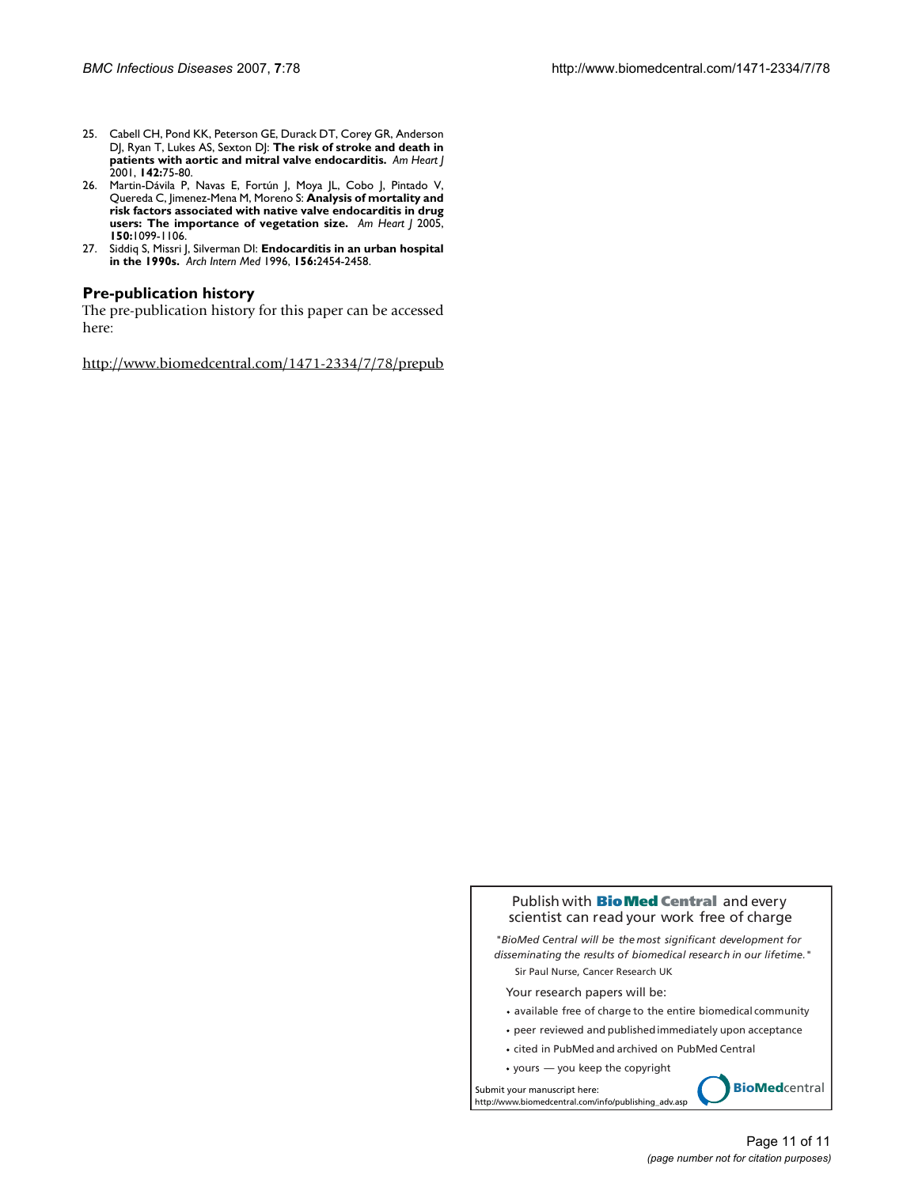25. Cabell CH, Pond KK, Peterson GE, Durack DT, Corey GR, Anderson DJ, Ryan T, Lukes AS, Sexton DJ: **The risk of stroke and death in patients with aortic and mitral valve endocarditis.** *Am Heart J* 2001, **142:**75-80.
26. Martin-Dávila P, Navas E, Fortún J, Moya JL, Cobo J, Pintado V, Quereda C, Jimenez-Mena M, Moreno S: **Analysis of mortality and risk factors associated with native valve endocarditis in drug users: The importance of vegetation size.** *Am Heart J* 2005, **150:**1099-1106.
27. Siddiq S, Missri J, Silverman DI: **Endocarditis in an urban hospital in the 1990s.** *Arch Intern Med* 1996, **156:**2454-2458.

## Pre-publication history

The pre-publication history for this paper can be accessed here:

http://www.biomedcentral.com/1471-2334/7/78/prepub

Publish with **BioMed Central** and every scientist can read your work free of charge

*"BioMed Central will be the most significant development for disseminating the results of biomedical research in our lifetime."*

Sir Paul Nurse, Cancer Research UK

Your research papers will be:

- available free of charge to the entire biomedical community
- peer reviewed and published immediately upon acceptance
- cited in PubMed and archived on PubMed Central
- yours — you keep the copyright

Submit your manuscript here:
http://www.biomedcentral.com/info/publishing_adv.asp

**BioMed**central